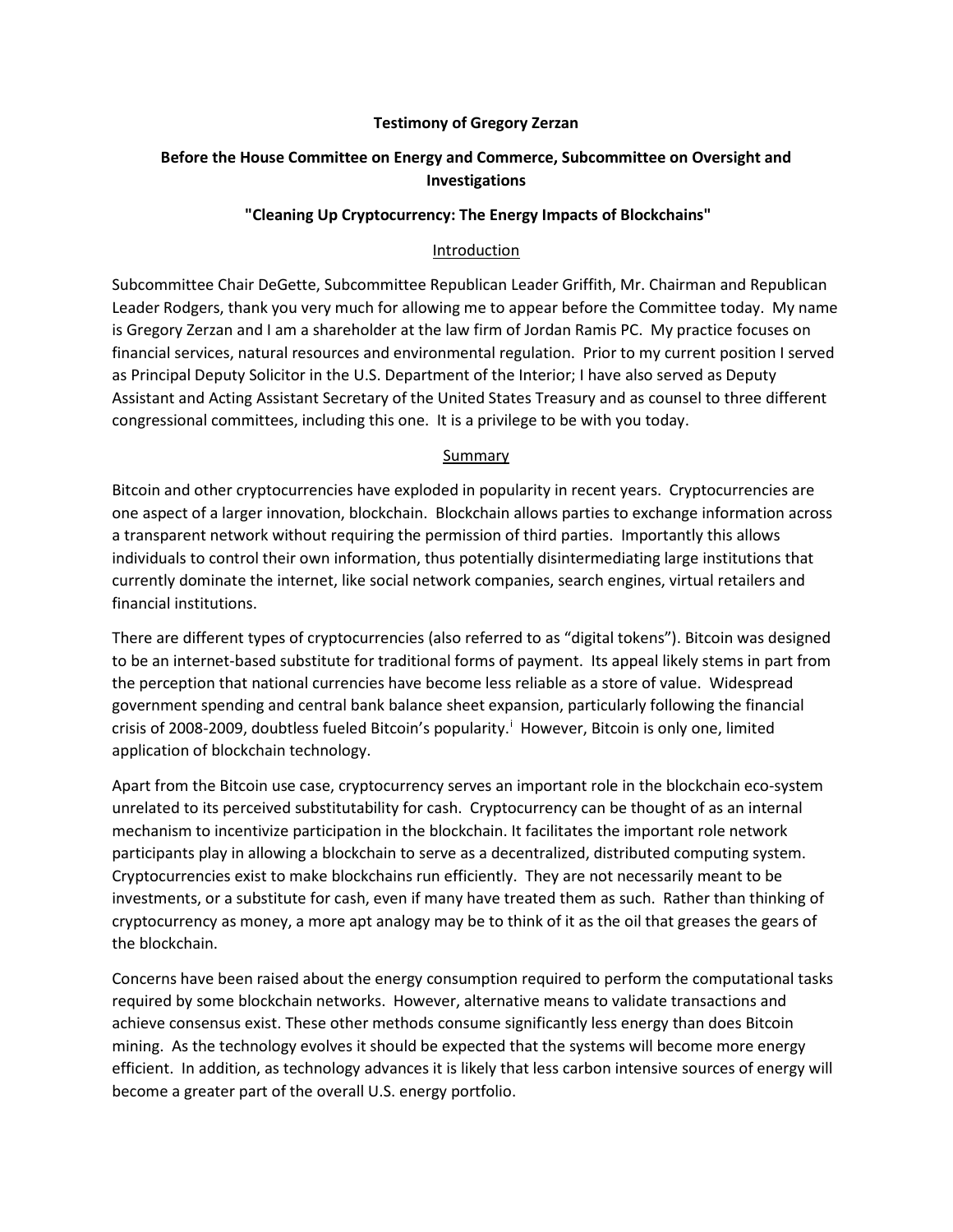**Testimony of Gregory Zerzan**

**Before the House Committee on Energy and Commerce, Subcommittee on Oversight and Investigations**

**"Cleaning Up Cryptocurrency: The Energy Impacts of Blockchains"**

## Introduction

Subcommittee Chair DeGette, Subcommittee Republican Leader Griffith, Mr. Chairman and Republican Leader Rodgers, thank you very much for allowing me to appear before the Committee today. My name is Gregory Zerzan and I am a shareholder at the law firm of Jordan Ramis PC. My practice focuses on financial services, natural resources and environmental regulation. Prior to my current position I served as Principal Deputy Solicitor in the U.S. Department of the Interior; I have also served as Deputy Assistant and Acting Assistant Secretary of the United States Treasury and as counsel to three different congressional committees, including this one. It is a privilege to be with you today.

## Summary

Bitcoin and other cryptocurrencies have exploded in popularity in recent years. Cryptocurrencies are one aspect of a larger innovation, blockchain. Blockchain allows parties to exchange information across a transparent network without requiring the permission of third parties. Importantly this allows individuals to control their own information, thus potentially disintermediating large institutions that currently dominate the internet, like social network companies, search engines, virtual retailers and financial institutions.

There are different types of cryptocurrencies (also referred to as "digital tokens"). Bitcoin was designed to be an internet-based substitute for traditional forms of payment. Its appeal likely stems in part from the perception that national currencies have become less reliable as a store of value. Widespread government spending and central bank balance sheet expansion, particularly following the financial crisis of 2008-2009, doubtless fueled Bitcoin's popularity.[i] However, Bitcoin is only one, limited application of blockchain technology.

Apart from the Bitcoin use case, cryptocurrency serves an important role in the blockchain eco-system unrelated to its perceived substitutability for cash. Cryptocurrency can be thought of as an internal mechanism to incentivize participation in the blockchain. It facilitates the important role network participants play in allowing a blockchain to serve as a decentralized, distributed computing system. Cryptocurrencies exist to make blockchains run efficiently. They are not necessarily meant to be investments, or a substitute for cash, even if many have treated them as such. Rather than thinking of cryptocurrency as money, a more apt analogy may be to think of it as the oil that greases the gears of the blockchain.

Concerns have been raised about the energy consumption required to perform the computational tasks required by some blockchain networks. However, alternative means to validate transactions and achieve consensus exist. These other methods consume significantly less energy than does Bitcoin mining. As the technology evolves it should be expected that the systems will become more energy efficient. In addition, as technology advances it is likely that less carbon intensive sources of energy will become a greater part of the overall U.S. energy portfolio.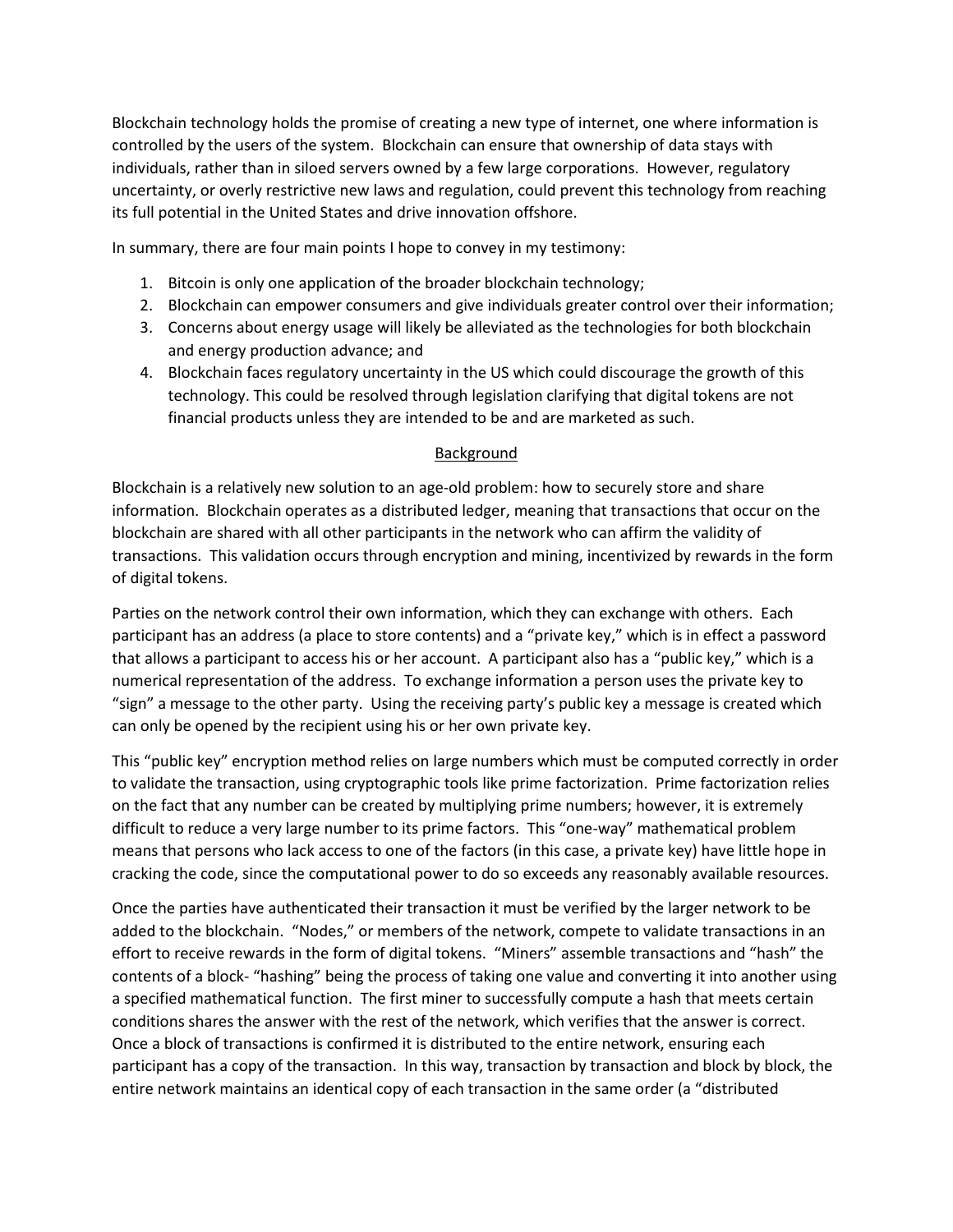Blockchain technology holds the promise of creating a new type of internet, one where information is controlled by the users of the system. Blockchain can ensure that ownership of data stays with individuals, rather than in siloed servers owned by a few large corporations. However, regulatory uncertainty, or overly restrictive new laws and regulation, could prevent this technology from reaching its full potential in the United States and drive innovation offshore.

In summary, there are four main points I hope to convey in my testimony:

1. Bitcoin is only one application of the broader blockchain technology;
2. Blockchain can empower consumers and give individuals greater control over their information;
3. Concerns about energy usage will likely be alleviated as the technologies for both blockchain and energy production advance; and
4. Blockchain faces regulatory uncertainty in the US which could discourage the growth of this technology. This could be resolved through legislation clarifying that digital tokens are not financial products unless they are intended to be and are marketed as such.

## Background

Blockchain is a relatively new solution to an age-old problem: how to securely store and share information. Blockchain operates as a distributed ledger, meaning that transactions that occur on the blockchain are shared with all other participants in the network who can affirm the validity of transactions. This validation occurs through encryption and mining, incentivized by rewards in the form of digital tokens.

Parties on the network control their own information, which they can exchange with others. Each participant has an address (a place to store contents) and a "private key," which is in effect a password that allows a participant to access his or her account. A participant also has a "public key," which is a numerical representation of the address. To exchange information a person uses the private key to "sign" a message to the other party. Using the receiving party's public key a message is created which can only be opened by the recipient using his or her own private key.

This "public key" encryption method relies on large numbers which must be computed correctly in order to validate the transaction, using cryptographic tools like prime factorization. Prime factorization relies on the fact that any number can be created by multiplying prime numbers; however, it is extremely difficult to reduce a very large number to its prime factors. This "one-way" mathematical problem means that persons who lack access to one of the factors (in this case, a private key) have little hope in cracking the code, since the computational power to do so exceeds any reasonably available resources.

Once the parties have authenticated their transaction it must be verified by the larger network to be added to the blockchain. "Nodes," or members of the network, compete to validate transactions in an effort to receive rewards in the form of digital tokens. "Miners" assemble transactions and "hash" the contents of a block- "hashing" being the process of taking one value and converting it into another using a specified mathematical function. The first miner to successfully compute a hash that meets certain conditions shares the answer with the rest of the network, which verifies that the answer is correct. Once a block of transactions is confirmed it is distributed to the entire network, ensuring each participant has a copy of the transaction. In this way, transaction by transaction and block by block, the entire network maintains an identical copy of each transaction in the same order (a "distributed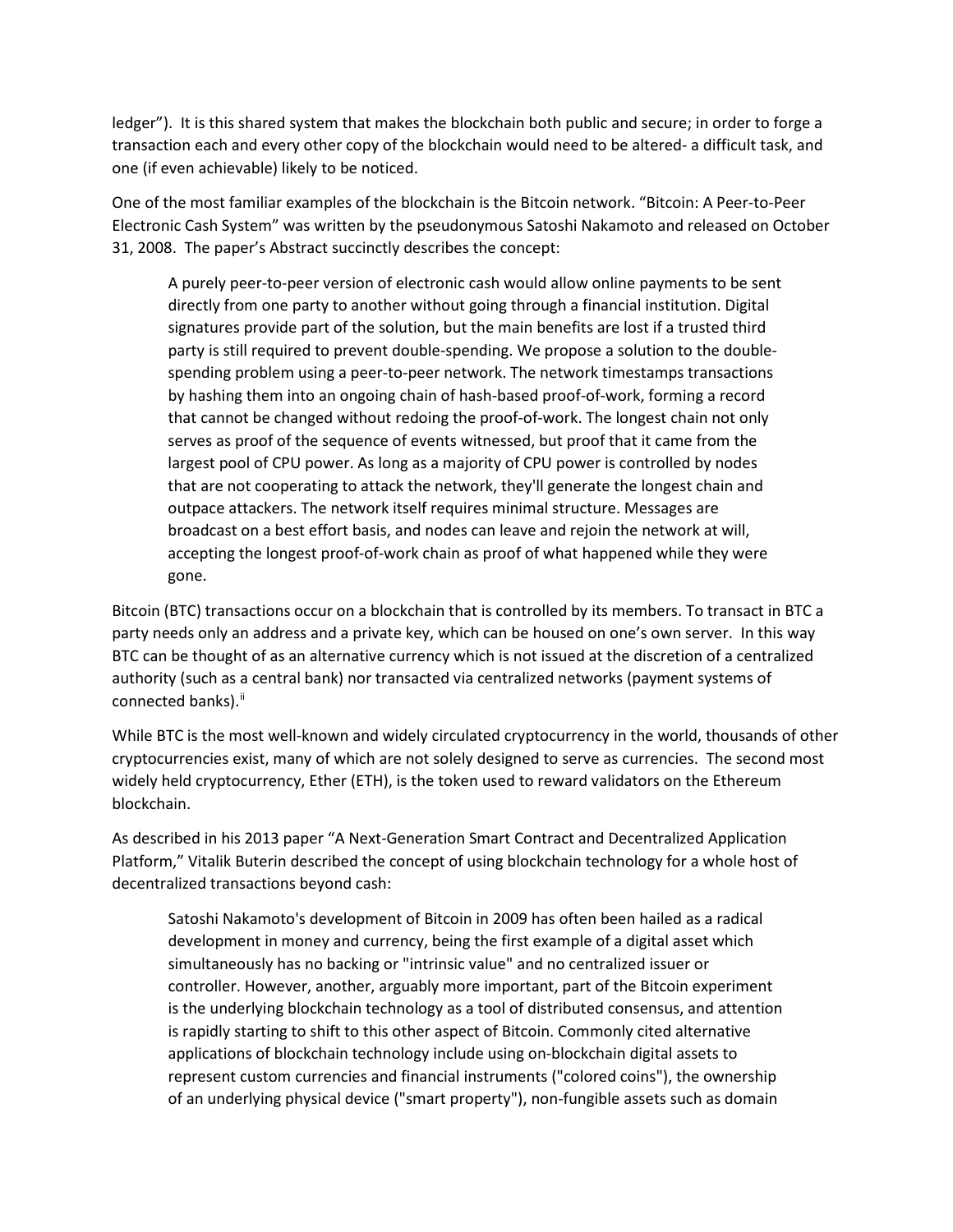ledger"). It is this shared system that makes the blockchain both public and secure; in order to forge a transaction each and every other copy of the blockchain would need to be altered- a difficult task, and one (if even achievable) likely to be noticed.

One of the most familiar examples of the blockchain is the Bitcoin network. "Bitcoin: A Peer-to-Peer Electronic Cash System" was written by the pseudonymous Satoshi Nakamoto and released on October 31, 2008. The paper's Abstract succinctly describes the concept:

> A purely peer-to-peer version of electronic cash would allow online payments to be sent directly from one party to another without going through a financial institution. Digital signatures provide part of the solution, but the main benefits are lost if a trusted third party is still required to prevent double-spending. We propose a solution to the double-spending problem using a peer-to-peer network. The network timestamps transactions by hashing them into an ongoing chain of hash-based proof-of-work, forming a record that cannot be changed without redoing the proof-of-work. The longest chain not only serves as proof of the sequence of events witnessed, but proof that it came from the largest pool of CPU power. As long as a majority of CPU power is controlled by nodes that are not cooperating to attack the network, they'll generate the longest chain and outpace attackers. The network itself requires minimal structure. Messages are broadcast on a best effort basis, and nodes can leave and rejoin the network at will, accepting the longest proof-of-work chain as proof of what happened while they were gone.

Bitcoin (BTC) transactions occur on a blockchain that is controlled by its members. To transact in BTC a party needs only an address and a private key, which can be housed on one's own server. In this way BTC can be thought of as an alternative currency which is not issued at the discretion of a centralized authority (such as a central bank) nor transacted via centralized networks (payment systems of connected banks).[ii]

While BTC is the most well-known and widely circulated cryptocurrency in the world, thousands of other cryptocurrencies exist, many of which are not solely designed to serve as currencies. The second most widely held cryptocurrency, Ether (ETH), is the token used to reward validators on the Ethereum blockchain.

As described in his 2013 paper "A Next-Generation Smart Contract and Decentralized Application Platform," Vitalik Buterin described the concept of using blockchain technology for a whole host of decentralized transactions beyond cash:

> Satoshi Nakamoto's development of Bitcoin in 2009 has often been hailed as a radical development in money and currency, being the first example of a digital asset which simultaneously has no backing or "intrinsic value" and no centralized issuer or controller. However, another, arguably more important, part of the Bitcoin experiment is the underlying blockchain technology as a tool of distributed consensus, and attention is rapidly starting to shift to this other aspect of Bitcoin. Commonly cited alternative applications of blockchain technology include using on-blockchain digital assets to represent custom currencies and financial instruments ("colored coins"), the ownership of an underlying physical device ("smart property"), non-fungible assets such as domain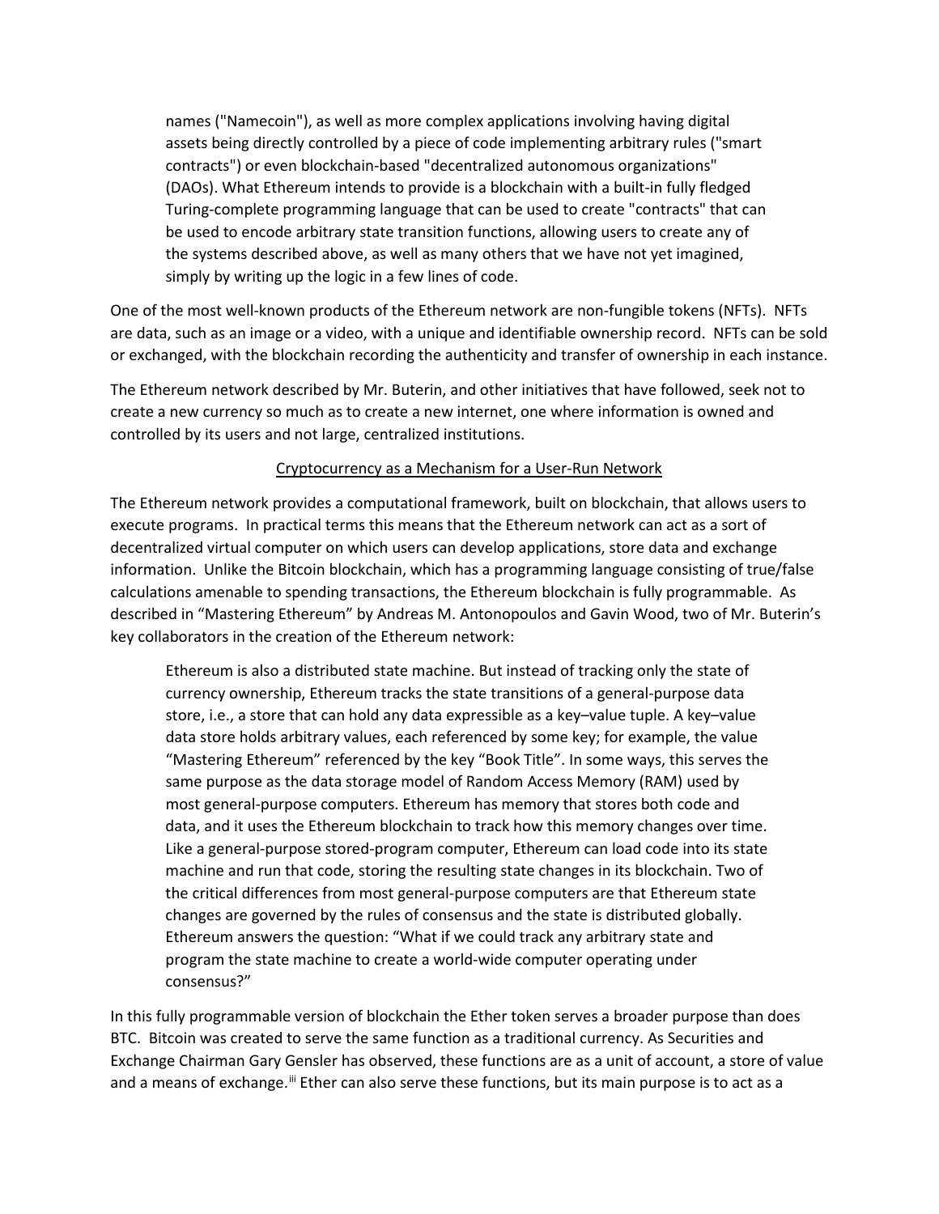> names ("Namecoin"), as well as more complex applications involving having digital assets being directly controlled by a piece of code implementing arbitrary rules ("smart contracts") or even blockchain-based "decentralized autonomous organizations" (DAOs). What Ethereum intends to provide is a blockchain with a built-in fully fledged Turing-complete programming language that can be used to create "contracts" that can be used to encode arbitrary state transition functions, allowing users to create any of the systems described above, as well as many others that we have not yet imagined, simply by writing up the logic in a few lines of code.

One of the most well-known products of the Ethereum network are non-fungible tokens (NFTs). NFTs are data, such as an image or a video, with a unique and identifiable ownership record. NFTs can be sold or exchanged, with the blockchain recording the authenticity and transfer of ownership in each instance.

The Ethereum network described by Mr. Buterin, and other initiatives that have followed, seek not to create a new currency so much as to create a new internet, one where information is owned and controlled by its users and not large, centralized institutions.

<u>Cryptocurrency as a Mechanism for a User-Run Network</u>

The Ethereum network provides a computational framework, built on blockchain, that allows users to execute programs. In practical terms this means that the Ethereum network can act as a sort of decentralized virtual computer on which users can develop applications, store data and exchange information. Unlike the Bitcoin blockchain, which has a programming language consisting of true/false calculations amenable to spending transactions, the Ethereum blockchain is fully programmable. As described in "Mastering Ethereum" by Andreas M. Antonopoulos and Gavin Wood, two of Mr. Buterin's key collaborators in the creation of the Ethereum network:

> Ethereum is also a distributed state machine. But instead of tracking only the state of currency ownership, Ethereum tracks the state transitions of a general-purpose data store, i.e., a store that can hold any data expressible as a key–value tuple. A key–value data store holds arbitrary values, each referenced by some key; for example, the value "Mastering Ethereum" referenced by the key "Book Title". In some ways, this serves the same purpose as the data storage model of Random Access Memory (RAM) used by most general-purpose computers. Ethereum has memory that stores both code and data, and it uses the Ethereum blockchain to track how this memory changes over time. Like a general-purpose stored-program computer, Ethereum can load code into its state machine and run that code, storing the resulting state changes in its blockchain. Two of the critical differences from most general-purpose computers are that Ethereum state changes are governed by the rules of consensus and the state is distributed globally. Ethereum answers the question: "What if we could track any arbitrary state and program the state machine to create a world-wide computer operating under consensus?"

In this fully programmable version of blockchain the Ether token serves a broader purpose than does BTC. Bitcoin was created to serve the same function as a traditional currency. As Securities and Exchange Chairman Gary Gensler has observed, these functions are as a unit of account, a store of value and a means of exchange.[iii] Ether can also serve these functions, but its main purpose is to act as a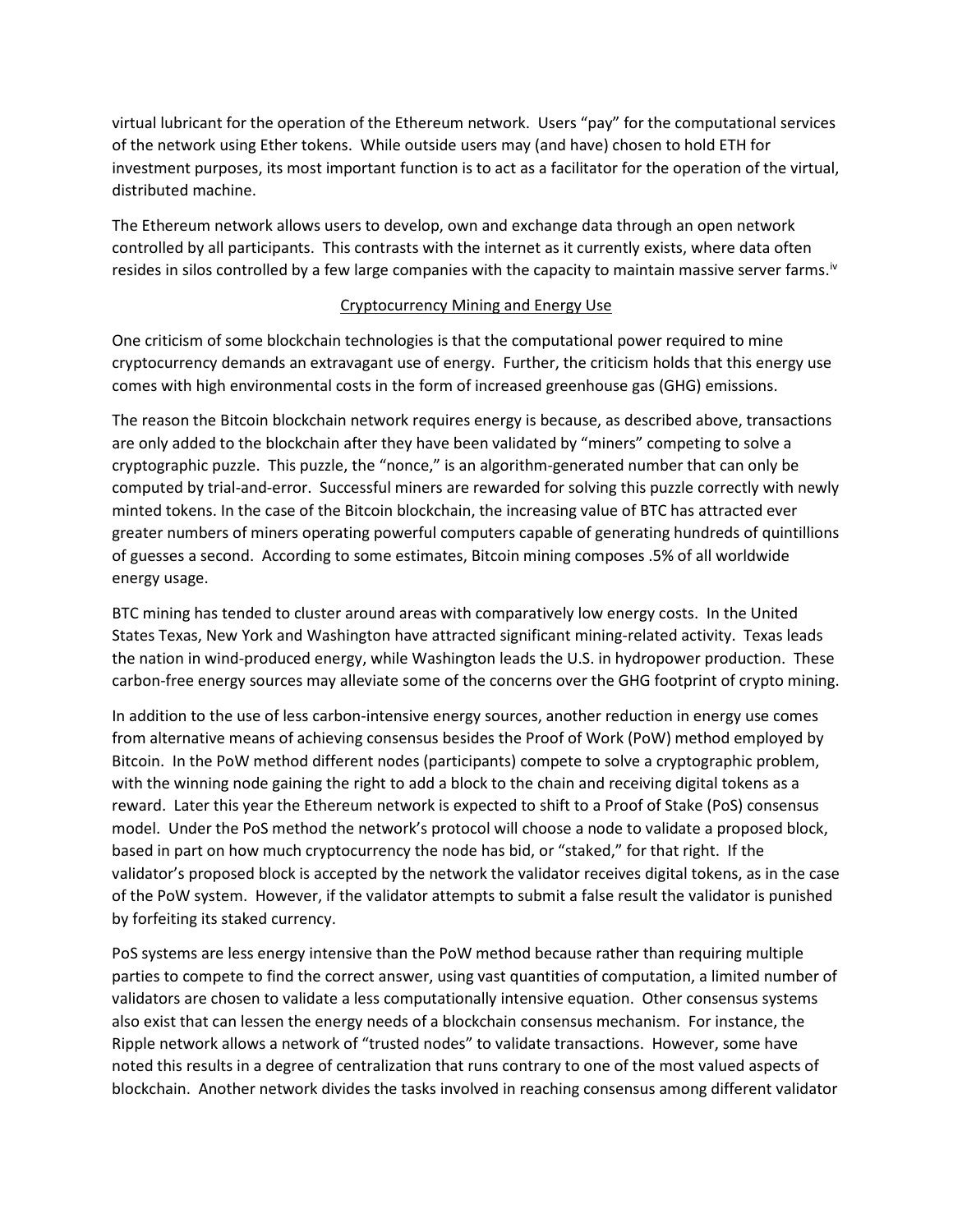virtual lubricant for the operation of the Ethereum network. Users "pay" for the computational services of the network using Ether tokens. While outside users may (and have) chosen to hold ETH for investment purposes, its most important function is to act as a facilitator for the operation of the virtual, distributed machine.

The Ethereum network allows users to develop, own and exchange data through an open network controlled by all participants. This contrasts with the internet as it currently exists, where data often resides in silos controlled by a few large companies with the capacity to maintain massive server farms.[iv]

## Cryptocurrency Mining and Energy Use

One criticism of some blockchain technologies is that the computational power required to mine cryptocurrency demands an extravagant use of energy. Further, the criticism holds that this energy use comes with high environmental costs in the form of increased greenhouse gas (GHG) emissions.

The reason the Bitcoin blockchain network requires energy is because, as described above, transactions are only added to the blockchain after they have been validated by "miners" competing to solve a cryptographic puzzle. This puzzle, the "nonce," is an algorithm-generated number that can only be computed by trial-and-error. Successful miners are rewarded for solving this puzzle correctly with newly minted tokens. In the case of the Bitcoin blockchain, the increasing value of BTC has attracted ever greater numbers of miners operating powerful computers capable of generating hundreds of quintillions of guesses a second. According to some estimates, Bitcoin mining composes .5% of all worldwide energy usage.

BTC mining has tended to cluster around areas with comparatively low energy costs. In the United States Texas, New York and Washington have attracted significant mining-related activity. Texas leads the nation in wind-produced energy, while Washington leads the U.S. in hydropower production. These carbon-free energy sources may alleviate some of the concerns over the GHG footprint of crypto mining.

In addition to the use of less carbon-intensive energy sources, another reduction in energy use comes from alternative means of achieving consensus besides the Proof of Work (PoW) method employed by Bitcoin. In the PoW method different nodes (participants) compete to solve a cryptographic problem, with the winning node gaining the right to add a block to the chain and receiving digital tokens as a reward. Later this year the Ethereum network is expected to shift to a Proof of Stake (PoS) consensus model. Under the PoS method the network's protocol will choose a node to validate a proposed block, based in part on how much cryptocurrency the node has bid, or "staked," for that right. If the validator's proposed block is accepted by the network the validator receives digital tokens, as in the case of the PoW system. However, if the validator attempts to submit a false result the validator is punished by forfeiting its staked currency.

PoS systems are less energy intensive than the PoW method because rather than requiring multiple parties to compete to find the correct answer, using vast quantities of computation, a limited number of validators are chosen to validate a less computationally intensive equation. Other consensus systems also exist that can lessen the energy needs of a blockchain consensus mechanism. For instance, the Ripple network allows a network of "trusted nodes" to validate transactions. However, some have noted this results in a degree of centralization that runs contrary to one of the most valued aspects of blockchain. Another network divides the tasks involved in reaching consensus among different validator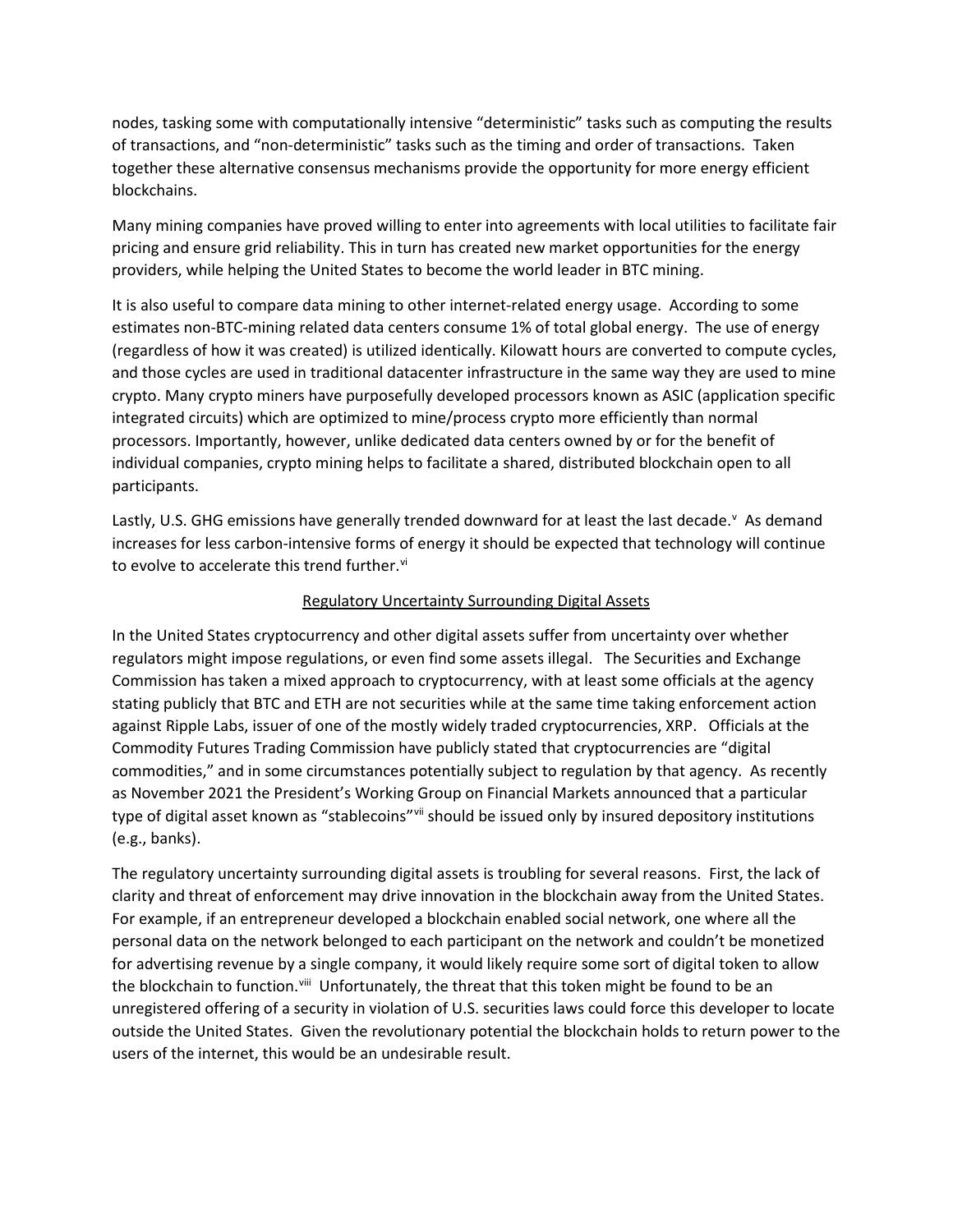nodes, tasking some with computationally intensive "deterministic" tasks such as computing the results of transactions, and "non-deterministic" tasks such as the timing and order of transactions. Taken together these alternative consensus mechanisms provide the opportunity for more energy efficient blockchains.

Many mining companies have proved willing to enter into agreements with local utilities to facilitate fair pricing and ensure grid reliability. This in turn has created new market opportunities for the energy providers, while helping the United States to become the world leader in BTC mining.

It is also useful to compare data mining to other internet-related energy usage. According to some estimates non-BTC-mining related data centers consume 1% of total global energy. The use of energy (regardless of how it was created) is utilized identically. Kilowatt hours are converted to compute cycles, and those cycles are used in traditional datacenter infrastructure in the same way they are used to mine crypto. Many crypto miners have purposefully developed processors known as ASIC (application specific integrated circuits) which are optimized to mine/process crypto more efficiently than normal processors. Importantly, however, unlike dedicated data centers owned by or for the benefit of individual companies, crypto mining helps to facilitate a shared, distributed blockchain open to all participants.

Lastly, U.S. GHG emissions have generally trended downward for at least the last decade.[v] As demand increases for less carbon-intensive forms of energy it should be expected that technology will continue to evolve to accelerate this trend further.[vi]

## Regulatory Uncertainty Surrounding Digital Assets

In the United States cryptocurrency and other digital assets suffer from uncertainty over whether regulators might impose regulations, or even find some assets illegal. The Securities and Exchange Commission has taken a mixed approach to cryptocurrency, with at least some officials at the agency stating publicly that BTC and ETH are not securities while at the same time taking enforcement action against Ripple Labs, issuer of one of the mostly widely traded cryptocurrencies, XRP. Officials at the Commodity Futures Trading Commission have publicly stated that cryptocurrencies are "digital commodities," and in some circumstances potentially subject to regulation by that agency. As recently as November 2021 the President's Working Group on Financial Markets announced that a particular type of digital asset known as "stablecoins"[vii] should be issued only by insured depository institutions (e.g., banks).

The regulatory uncertainty surrounding digital assets is troubling for several reasons. First, the lack of clarity and threat of enforcement may drive innovation in the blockchain away from the United States. For example, if an entrepreneur developed a blockchain enabled social network, one where all the personal data on the network belonged to each participant on the network and couldn't be monetized for advertising revenue by a single company, it would likely require some sort of digital token to allow the blockchain to function.[viii] Unfortunately, the threat that this token might be found to be an unregistered offering of a security in violation of U.S. securities laws could force this developer to locate outside the United States. Given the revolutionary potential the blockchain holds to return power to the users of the internet, this would be an undesirable result.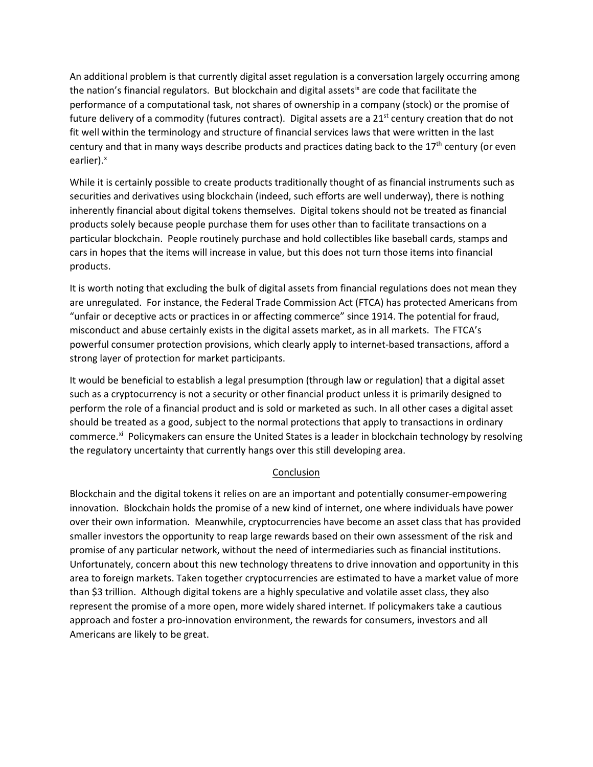An additional problem is that currently digital asset regulation is a conversation largely occurring among the nation's financial regulators. But blockchain and digital assets[ix] are code that facilitate the performance of a computational task, not shares of ownership in a company (stock) or the promise of future delivery of a commodity (futures contract). Digital assets are a 21st century creation that do not fit well within the terminology and structure of financial services laws that were written in the last century and that in many ways describe products and practices dating back to the 17th century (or even earlier).[x]

While it is certainly possible to create products traditionally thought of as financial instruments such as securities and derivatives using blockchain (indeed, such efforts are well underway), there is nothing inherently financial about digital tokens themselves. Digital tokens should not be treated as financial products solely because people purchase them for uses other than to facilitate transactions on a particular blockchain. People routinely purchase and hold collectibles like baseball cards, stamps and cars in hopes that the items will increase in value, but this does not turn those items into financial products.

It is worth noting that excluding the bulk of digital assets from financial regulations does not mean they are unregulated. For instance, the Federal Trade Commission Act (FTCA) has protected Americans from "unfair or deceptive acts or practices in or affecting commerce" since 1914. The potential for fraud, misconduct and abuse certainly exists in the digital assets market, as in all markets. The FTCA's powerful consumer protection provisions, which clearly apply to internet-based transactions, afford a strong layer of protection for market participants.

It would be beneficial to establish a legal presumption (through law or regulation) that a digital asset such as a cryptocurrency is not a security or other financial product unless it is primarily designed to perform the role of a financial product and is sold or marketed as such. In all other cases a digital asset should be treated as a good, subject to the normal protections that apply to transactions in ordinary commerce.[xi] Policymakers can ensure the United States is a leader in blockchain technology by resolving the regulatory uncertainty that currently hangs over this still developing area.

## Conclusion

Blockchain and the digital tokens it relies on are an important and potentially consumer-empowering innovation. Blockchain holds the promise of a new kind of internet, one where individuals have power over their own information. Meanwhile, cryptocurrencies have become an asset class that has provided smaller investors the opportunity to reap large rewards based on their own assessment of the risk and promise of any particular network, without the need of intermediaries such as financial institutions. Unfortunately, concern about this new technology threatens to drive innovation and opportunity in this area to foreign markets. Taken together cryptocurrencies are estimated to have a market value of more than $3 trillion. Although digital tokens are a highly speculative and volatile asset class, they also represent the promise of a more open, more widely shared internet. If policymakers take a cautious approach and foster a pro-innovation environment, the rewards for consumers, investors and all Americans are likely to be great.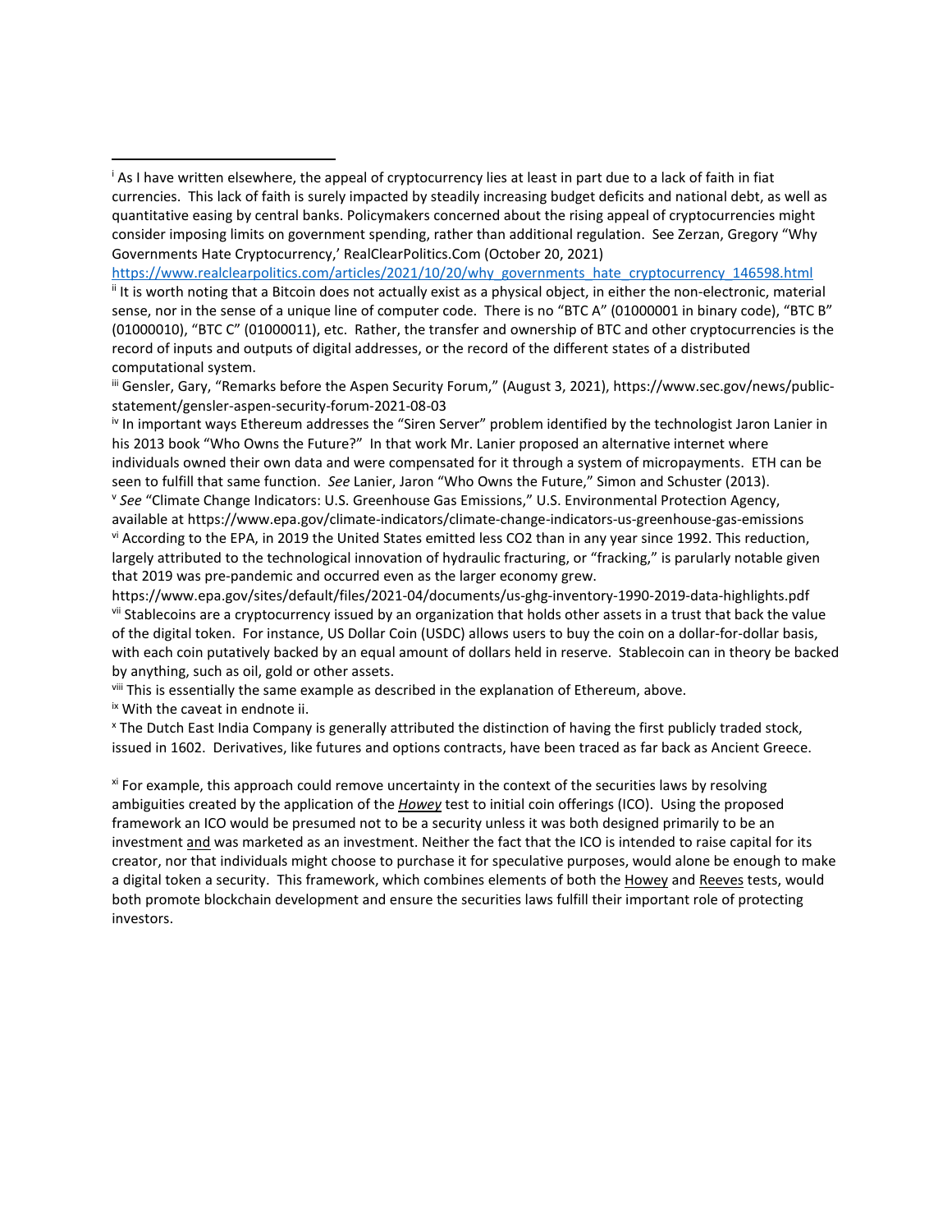---

[i] As I have written elsewhere, the appeal of cryptocurrency lies at least in part due to a lack of faith in fiat currencies. This lack of faith is surely impacted by steadily increasing budget deficits and national debt, as well as quantitative easing by central banks. Policymakers concerned about the rising appeal of cryptocurrencies might consider imposing limits on government spending, rather than additional regulation. See Zerzan, Gregory "Why Governments Hate Cryptocurrency,' RealClearPolitics.Com (October 20, 2021) https://www.realclearpolitics.com/articles/2021/10/20/why_governments_hate_cryptocurrency_146598.html

[ii] It is worth noting that a Bitcoin does not actually exist as a physical object, in either the non-electronic, material sense, nor in the sense of a unique line of computer code. There is no "BTC A" (01000001 in binary code), "BTC B" (01000010), "BTC C" (01000011), etc. Rather, the transfer and ownership of BTC and other cryptocurrencies is the record of inputs and outputs of digital addresses, or the record of the different states of a distributed computational system.

[iii] Gensler, Gary, "Remarks before the Aspen Security Forum," (August 3, 2021), https://www.sec.gov/news/public-statement/gensler-aspen-security-forum-2021-08-03

[iv] In important ways Ethereum addresses the "Siren Server" problem identified by the technologist Jaron Lanier in his 2013 book "Who Owns the Future?" In that work Mr. Lanier proposed an alternative internet where individuals owned their own data and were compensated for it through a system of micropayments. ETH can be seen to fulfill that same function. *See* Lanier, Jaron "Who Owns the Future," Simon and Schuster (2013).

[v] *See* "Climate Change Indicators: U.S. Greenhouse Gas Emissions," U.S. Environmental Protection Agency, available at https://www.epa.gov/climate-indicators/climate-change-indicators-us-greenhouse-gas-emissions

[vi] According to the EPA, in 2019 the United States emitted less CO2 than in any year since 1992. This reduction, largely attributed to the technological innovation of hydraulic fracturing, or "fracking," is parularly notable given that 2019 was pre-pandemic and occurred even as the larger economy grew. https://www.epa.gov/sites/default/files/2021-04/documents/us-ghg-inventory-1990-2019-data-highlights.pdf

[vii] Stablecoins are a cryptocurrency issued by an organization that holds other assets in a trust that back the value of the digital token. For instance, US Dollar Coin (USDC) allows users to buy the coin on a dollar-for-dollar basis, with each coin putatively backed by an equal amount of dollars held in reserve. Stablecoin can in theory be backed by anything, such as oil, gold or other assets.

[viii] This is essentially the same example as described in the explanation of Ethereum, above.

[ix] With the caveat in endnote ii.

[x] The Dutch East India Company is generally attributed the distinction of having the first publicly traded stock, issued in 1602. Derivatives, like futures and options contracts, have been traced as far back as Ancient Greece.

[xi] For example, this approach could remove uncertainty in the context of the securities laws by resolving ambiguities created by the application of the ***Howey*** test to initial coin offerings (ICO). Using the proposed framework an ICO would be presumed not to be a security unless it was both designed primarily to be an investment and was marketed as an investment. Neither the fact that the ICO is intended to raise capital for its creator, nor that individuals might choose to purchase it for speculative purposes, would alone be enough to make a digital token a security. This framework, which combines elements of both the Howey and Reeves tests, would both promote blockchain development and ensure the securities laws fulfill their important role of protecting investors.